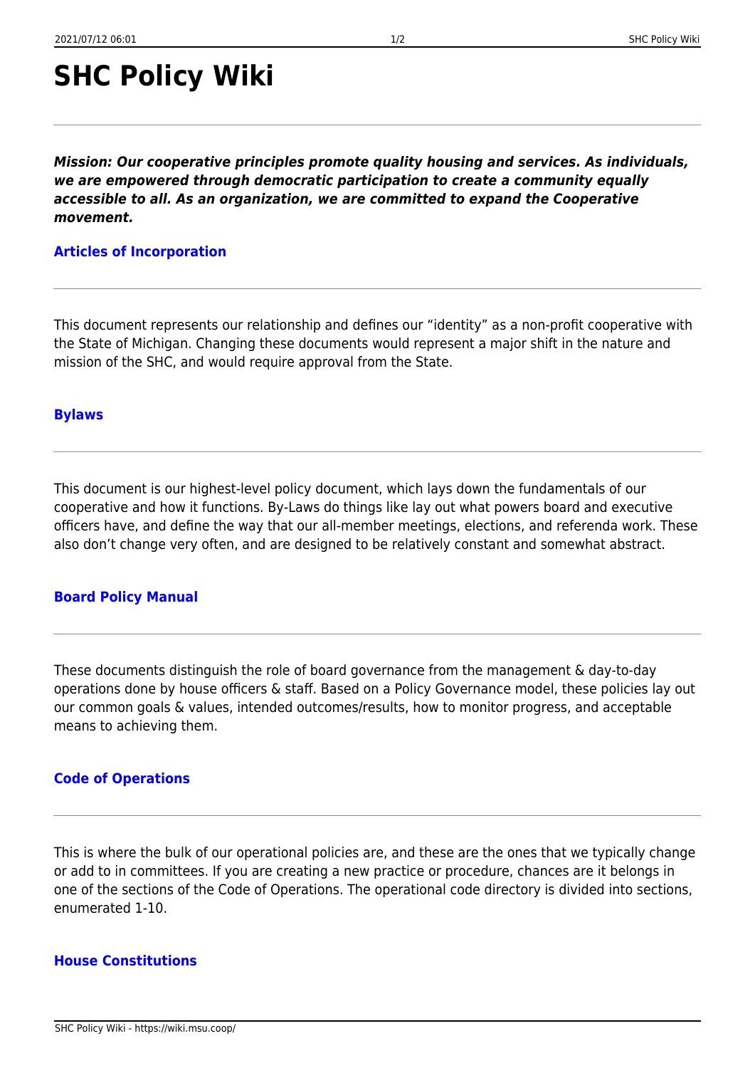# SHC Policy Wiki

***Mission: Our cooperative principles promote quality housing and services. As individuals, we are empowered through democratic participation to create a community equally accessible to all. As an organization, we are committed to expand the Cooperative movement.***

### Articles of Incorporation

This document represents our relationship and defines our "identity" as a non-profit cooperative with the State of Michigan. Changing these documents would represent a major shift in the nature and mission of the SHC, and would require approval from the State.

### Bylaws

This document is our highest-level policy document, which lays down the fundamentals of our cooperative and how it functions. By-Laws do things like lay out what powers board and executive officers have, and define the way that our all-member meetings, elections, and referenda work. These also don't change very often, and are designed to be relatively constant and somewhat abstract.

### Board Policy Manual

These documents distinguish the role of board governance from the management & day-to-day operations done by house officers & staff. Based on a Policy Governance model, these policies lay out our common goals & values, intended outcomes/results, how to monitor progress, and acceptable means to achieving them.

### Code of Operations

This is where the bulk of our operational policies are, and these are the ones that we typically change or add to in committees. If you are creating a new practice or procedure, chances are it belongs in one of the sections of the Code of Operations. The operational code directory is divided into sections, enumerated 1-10.

### House Constitutions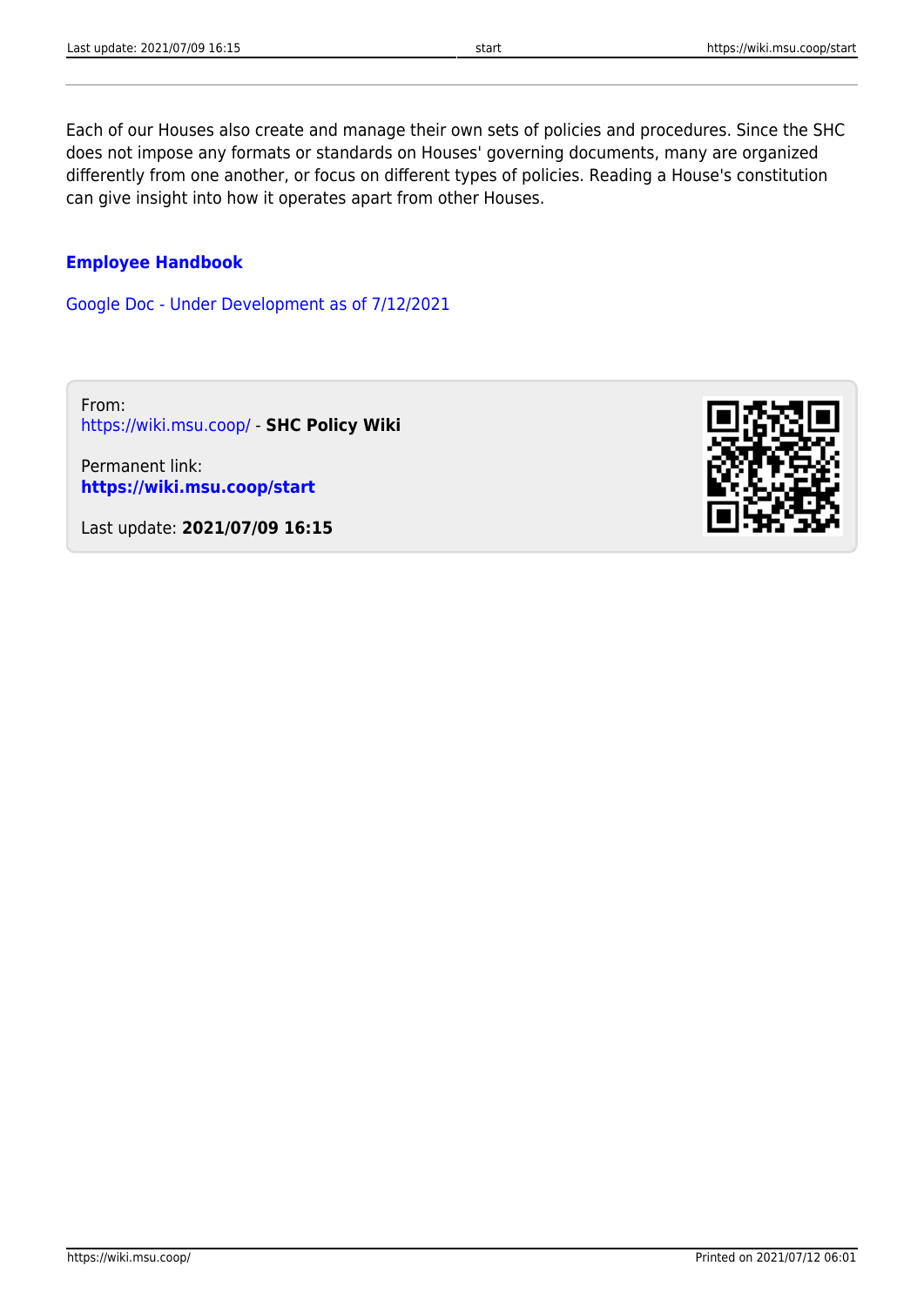Each of our Houses also create and manage their own sets of policies and procedures. Since the SHC does not impose any formats or standards on Houses' governing documents, many are organized differently from one another, or focus on different types of policies. Reading a House's constitution can give insight into how it operates apart from other Houses.

### Employee Handbook

Google Doc - Under Development as of 7/12/2021

From:
https://wiki.msu.coop/ - **SHC Policy Wiki**

Permanent link:
**https://wiki.msu.coop/start**

Last update: **2021/07/09 16:15**